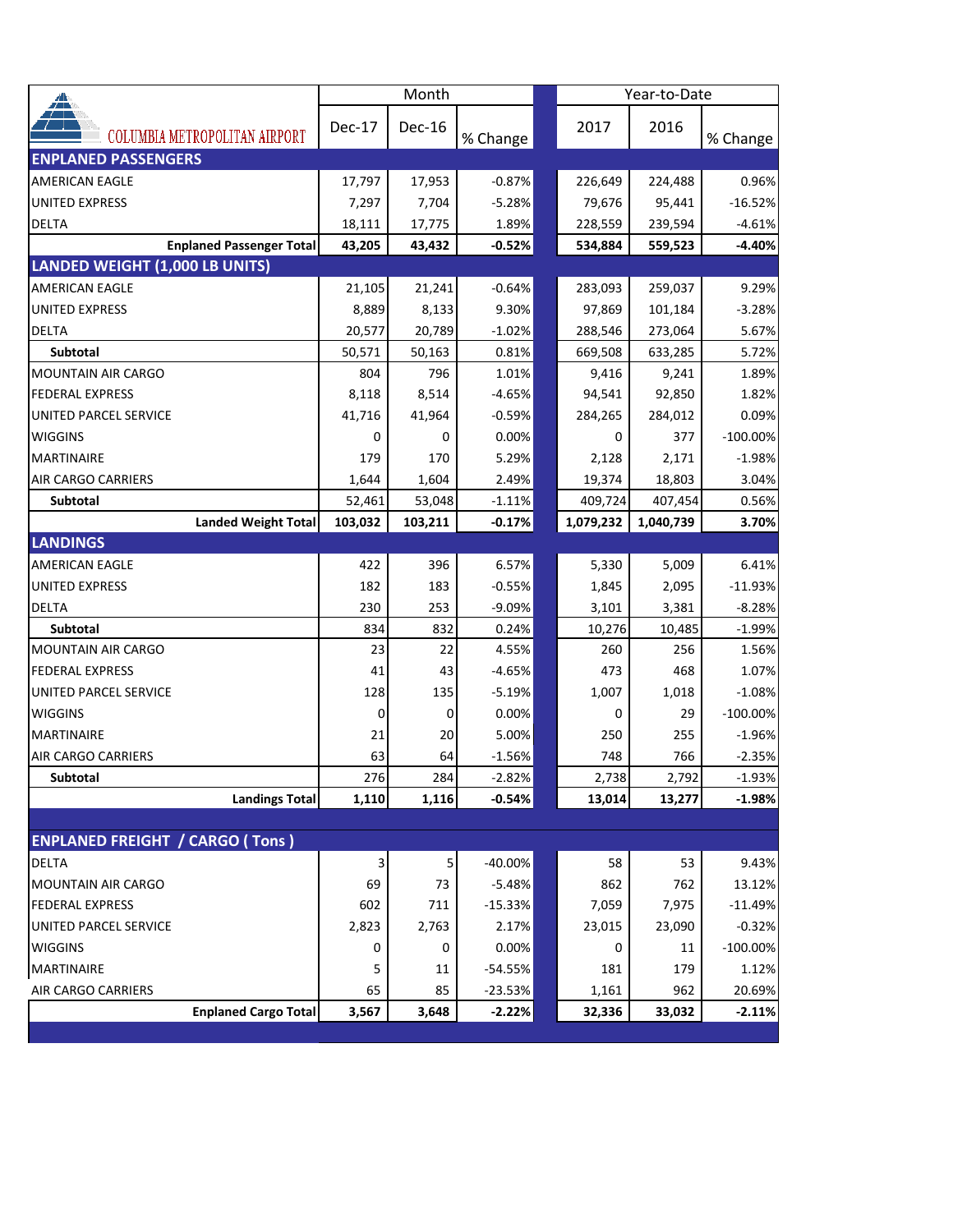| COLUMBIA METROPOLITAN AIRPORT | Month | | | Year-to-Date | | |
|---|---|---|---|---|---|---|
| | Dec-17 | Dec-16 | % Change | 2017 | 2016 | % Change |
| **ENPLANED PASSENGERS** | | | | | | |
| AMERICAN EAGLE | 17,797 | 17,953 | -0.87% | 226,649 | 224,488 | 0.96% |
| UNITED EXPRESS | 7,297 | 7,704 | -5.28% | 79,676 | 95,441 | -16.52% |
| DELTA | 18,111 | 17,775 | 1.89% | 228,559 | 239,594 | -4.61% |
| **Enplaned Passenger Total** | **43,205** | **43,432** | **-0.52%** | **534,884** | **559,523** | **-4.40%** |
| **LANDED WEIGHT (1,000 LB UNITS)** | | | | | | |
| AMERICAN EAGLE | 21,105 | 21,241 | -0.64% | 283,093 | 259,037 | 9.29% |
| UNITED EXPRESS | 8,889 | 8,133 | 9.30% | 97,869 | 101,184 | -3.28% |
| DELTA | 20,577 | 20,789 | -1.02% | 288,546 | 273,064 | 5.67% |
| **Subtotal** | 50,571 | 50,163 | 0.81% | 669,508 | 633,285 | 5.72% |
| MOUNTAIN AIR CARGO | 804 | 796 | 1.01% | 9,416 | 9,241 | 1.89% |
| FEDERAL EXPRESS | 8,118 | 8,514 | -4.65% | 94,541 | 92,850 | 1.82% |
| UNITED PARCEL SERVICE | 41,716 | 41,964 | -0.59% | 284,265 | 284,012 | 0.09% |
| WIGGINS | 0 | 0 | 0.00% | 0 | 377 | -100.00% |
| MARTINAIRE | 179 | 170 | 5.29% | 2,128 | 2,171 | -1.98% |
| AIR CARGO CARRIERS | 1,644 | 1,604 | 2.49% | 19,374 | 18,803 | 3.04% |
| **Subtotal** | 52,461 | 53,048 | -1.11% | 409,724 | 407,454 | 0.56% |
| **Landed Weight Total** | **103,032** | **103,211** | **-0.17%** | **1,079,232** | **1,040,739** | **3.70%** |
| **LANDINGS** | | | | | | |
| AMERICAN EAGLE | 422 | 396 | 6.57% | 5,330 | 5,009 | 6.41% |
| UNITED EXPRESS | 182 | 183 | -0.55% | 1,845 | 2,095 | -11.93% |
| DELTA | 230 | 253 | -9.09% | 3,101 | 3,381 | -8.28% |
| **Subtotal** | 834 | 832 | 0.24% | 10,276 | 10,485 | -1.99% |
| MOUNTAIN AIR CARGO | 23 | 22 | 4.55% | 260 | 256 | 1.56% |
| FEDERAL EXPRESS | 41 | 43 | -4.65% | 473 | 468 | 1.07% |
| UNITED PARCEL SERVICE | 128 | 135 | -5.19% | 1,007 | 1,018 | -1.08% |
| WIGGINS | 0 | 0 | 0.00% | 0 | 29 | -100.00% |
| MARTINAIRE | 21 | 20 | 5.00% | 250 | 255 | -1.96% |
| AIR CARGO CARRIERS | 63 | 64 | -1.56% | 748 | 766 | -2.35% |
| **Subtotal** | 276 | 284 | -2.82% | 2,738 | 2,792 | -1.93% |
| **Landings Total** | **1,110** | **1,116** | **-0.54%** | **13,014** | **13,277** | **-1.98%** |
| **ENPLANED FREIGHT / CARGO ( Tons )** | | | | | | |
| DELTA | 3 | 5 | -40.00% | 58 | 53 | 9.43% |
| MOUNTAIN AIR CARGO | 69 | 73 | -5.48% | 862 | 762 | 13.12% |
| FEDERAL EXPRESS | 602 | 711 | -15.33% | 7,059 | 7,975 | -11.49% |
| UNITED PARCEL SERVICE | 2,823 | 2,763 | 2.17% | 23,015 | 23,090 | -0.32% |
| WIGGINS | 0 | 0 | 0.00% | 0 | 11 | -100.00% |
| MARTINAIRE | 5 | 11 | -54.55% | 181 | 179 | 1.12% |
| AIR CARGO CARRIERS | 65 | 85 | -23.53% | 1,161 | 962 | 20.69% |
| **Enplaned Cargo Total** | **3,567** | **3,648** | **-2.22%** | **32,336** | **33,032** | **-2.11%** |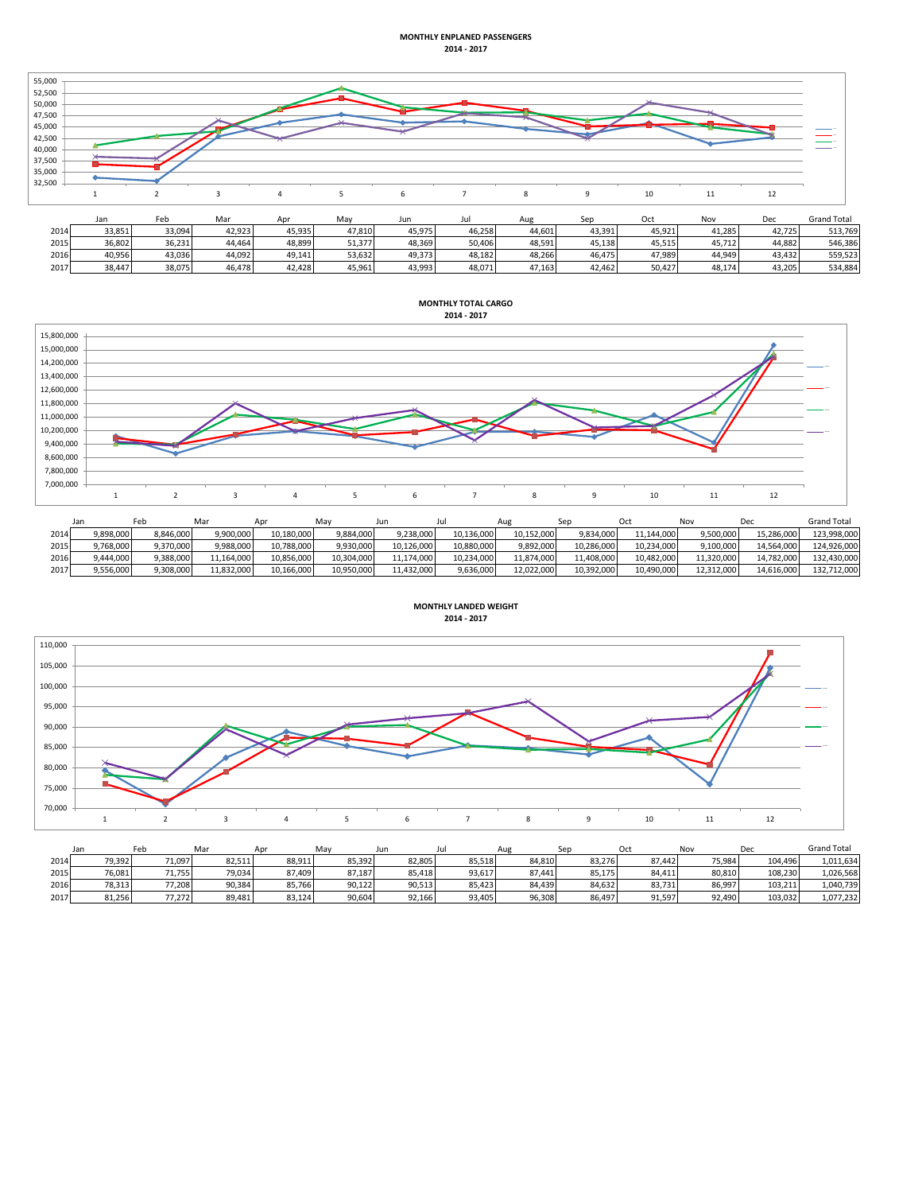**MONTHLY ENPLANED PASSENGERS**
**2014 - 2017**

| | Jan | Feb | Mar | Apr | May | Jun | Jul | Aug | Sep | Oct | Nov | Dec | Grand Total |
|---|---|---|---|---|---|---|---|---|---|---|---|---|---|
| 2014 | 33,851 | 33,094 | 42,923 | 45,935 | 47,810 | 45,975 | 46,258 | 44,601 | 43,391 | 45,921 | 41,285 | 42,725 | 513,769 |
| 2015 | 36,802 | 36,231 | 44,464 | 48,899 | 51,377 | 48,369 | 50,406 | 48,591 | 45,138 | 45,515 | 45,712 | 44,882 | 546,386 |
| 2016 | 40,956 | 43,036 | 44,092 | 49,141 | 53,632 | 49,373 | 48,182 | 48,266 | 46,475 | 47,989 | 44,949 | 43,432 | 559,523 |
| 2017 | 38,447 | 38,075 | 46,478 | 42,428 | 45,961 | 43,993 | 48,071 | 47,163 | 42,462 | 50,427 | 48,174 | 43,205 | 534,884 |

**MONTHLY TOTAL CARGO**
**2014 - 2017**

| | Jan | Feb | Mar | Apr | May | Jun | Jul | Aug | Sep | Oct | Nov | Dec | Grand Total |
|---|---|---|---|---|---|---|---|---|---|---|---|---|---|
| 2014 | 9,898,000 | 8,846,000 | 9,900,000 | 10,180,000 | 9,884,000 | 9,238,000 | 10,136,000 | 10,152,000 | 9,834,000 | 11,144,000 | 9,500,000 | 15,286,000 | 123,998,000 |
| 2015 | 9,768,000 | 9,370,000 | 9,988,000 | 10,788,000 | 9,930,000 | 10,126,000 | 10,880,000 | 9,892,000 | 10,286,000 | 10,234,000 | 9,100,000 | 14,564,000 | 124,926,000 |
| 2016 | 9,444,000 | 9,388,000 | 11,164,000 | 10,856,000 | 10,304,000 | 11,174,000 | 10,234,000 | 11,874,000 | 11,408,000 | 10,482,000 | 11,320,000 | 14,782,000 | 132,430,000 |
| 2017 | 9,556,000 | 9,308,000 | 11,832,000 | 10,166,000 | 10,950,000 | 11,432,000 | 9,636,000 | 12,022,000 | 10,392,000 | 10,490,000 | 12,312,000 | 14,616,000 | 132,712,000 |

**MONTHLY LANDED WEIGHT**
**2014 - 2017**

| | Jan | Feb | Mar | Apr | May | Jun | Jul | Aug | Sep | Oct | Nov | Dec | Grand Total |
|---|---|---|---|---|---|---|---|---|---|---|---|---|---|
| 2014 | 79,392 | 71,097 | 82,511 | 88,911 | 85,392 | 82,805 | 85,518 | 84,810 | 83,276 | 87,442 | 75,984 | 104,496 | 1,011,634 |
| 2015 | 76,081 | 71,755 | 79,034 | 87,409 | 87,187 | 85,418 | 93,617 | 87,441 | 85,175 | 84,411 | 80,810 | 108,230 | 1,026,568 |
| 2016 | 78,313 | 77,208 | 90,384 | 85,766 | 90,122 | 90,513 | 85,423 | 84,439 | 84,632 | 83,731 | 86,997 | 103,211 | 1,040,739 |
| 2017 | 81,256 | 77,272 | 89,481 | 83,124 | 90,604 | 92,166 | 93,405 | 96,308 | 86,497 | 91,597 | 92,490 | 103,032 | 1,077,232 |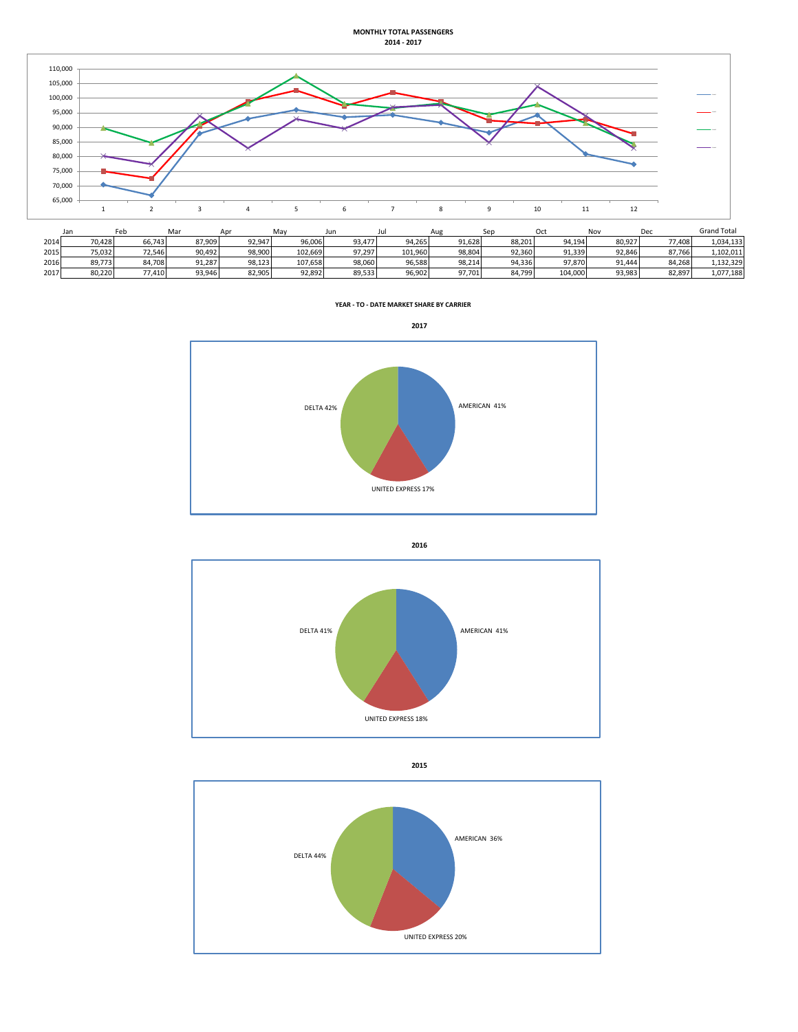**MONTHLY TOTAL PASSENGERS**
**2014 - 2017**

110,000
105,000
100,000
95,000
90,000
85,000
80,000
75,000
70,000
65,000

1 2 3 4 5 6 7 8 9 10 11 12

| | Jan | Feb | Mar | Apr | May | Jun | Jul | Aug | Sep | Oct | Nov | Dec | Grand Total |
|---|---|---|---|---|---|---|---|---|---|---|---|---|---|
| 2014 | 70,428 | 66,743 | 87,909 | 92,947 | 96,006 | 93,477 | 94,265 | 91,628 | 88,201 | 94,194 | 80,927 | 77,408 | 1,034,133 |
| 2015 | 75,032 | 72,546 | 90,492 | 98,900 | 102,669 | 97,297 | 101,960 | 98,804 | 92,360 | 91,339 | 92,846 | 87,766 | 1,102,011 |
| 2016 | 89,773 | 84,708 | 91,287 | 98,123 | 107,658 | 98,060 | 96,588 | 98,214 | 94,336 | 97,870 | 91,444 | 84,268 | 1,132,329 |
| 2017 | 80,220 | 77,410 | 93,946 | 82,905 | 92,892 | 89,533 | 96,902 | 97,701 | 84,799 | 104,000 | 93,983 | 82,897 | 1,077,188 |

**YEAR - TO - DATE MARKET SHARE BY CARRIER**

**2017**

DELTA 42%
AMERICAN 41%
UNITED EXPRESS 17%

**2016**

DELTA 41%
AMERICAN 41%
UNITED EXPRESS 18%

**2015**

DELTA 44%
AMERICAN 36%
UNITED EXPRESS 20%